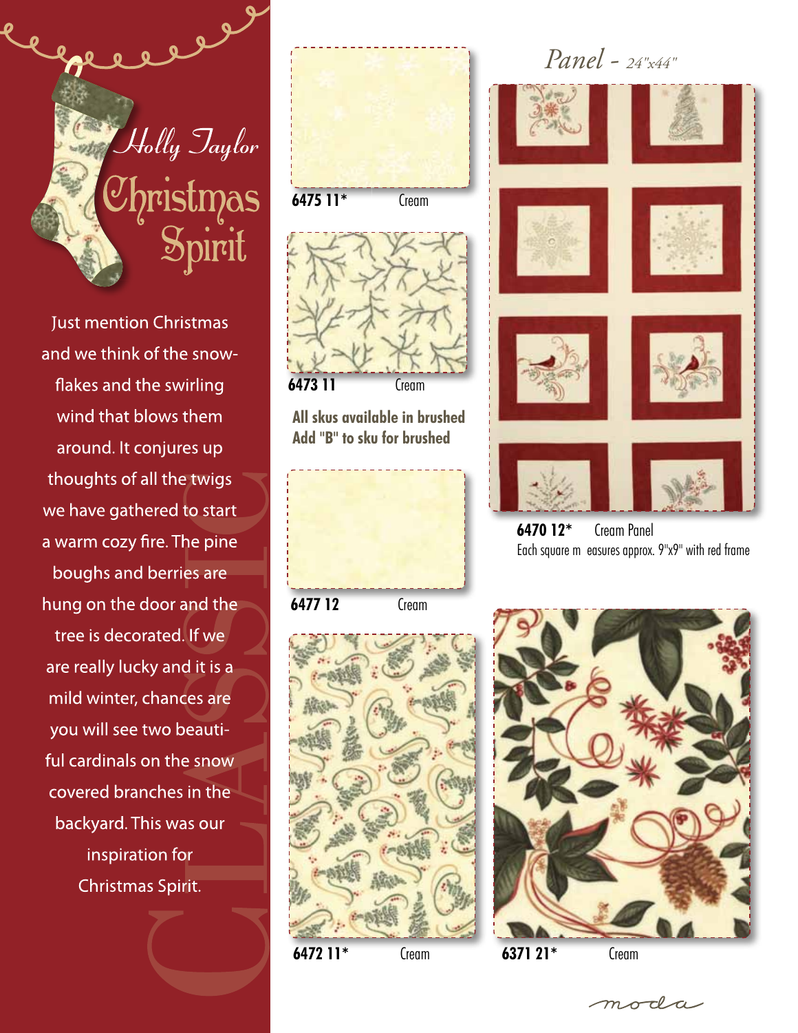# Holly Taylor

# Christmas Spirit

Just mention Christmas and we think of the snow-flakes and the swirling wind that blows them around. It conjures up thoughts of all the twigs we have gathered to start a warm cozy fire. The pine boughs and berries are hung on the door and the tree is decorated. If we are really lucky and it is a mild winter, chances are you will see two beautiful cardinals on the snow covered branches in the backyard. This was our inspiration for Christmas Spirit.

CLASSIC

**6475 11*** Cream

**6473 11** Cream

**All skus available in brushed**
**Add "B" to sku for brushed**

**6477 12** Cream

**6472 11*** Cream

*Panel - 24"x44"*

**6470 12*** Cream Panel
Each square measures approx. 9"x9" with red frame

**6371 21*** Cream

moda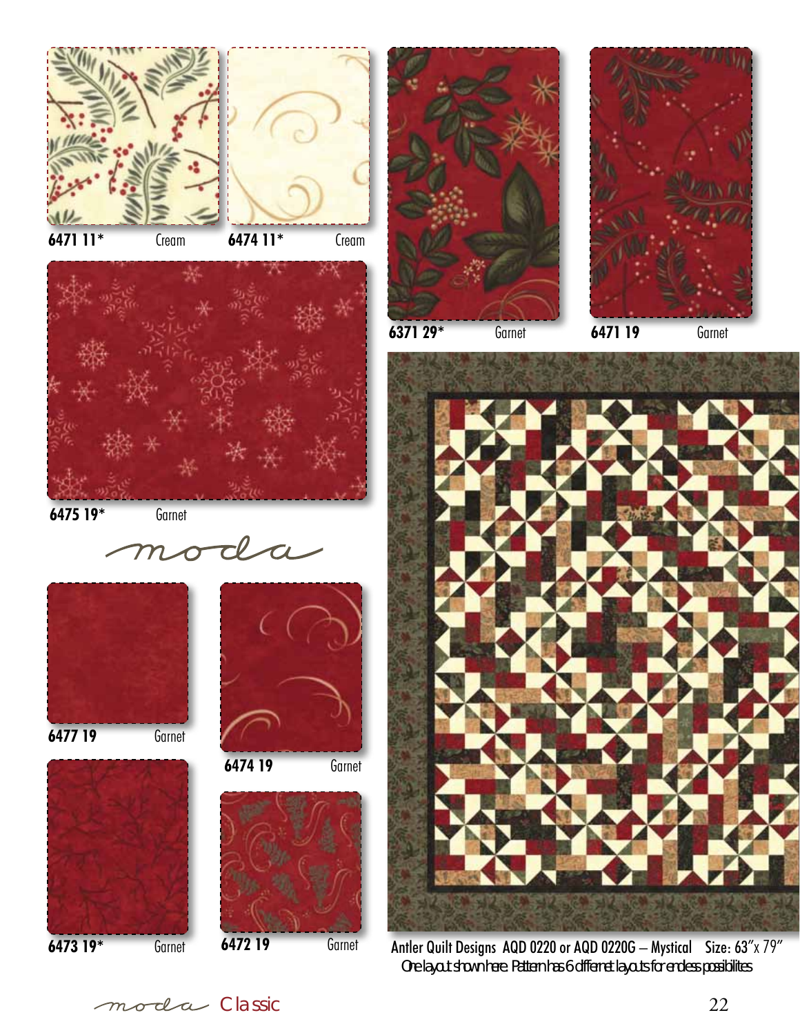6471 11* Cream

6474 11* Cream

6371 29* Garnet

6471 19 Garnet

6475 19* Garnet

moda

6477 19 Garnet

6474 19 Garnet

6473 19* Garnet

6472 19 Garnet

Antler Quilt Designs AQD 0220 or AQD 0220G – Mystical Size: 63″ x 79″
One layout shown here. Pattern has 6 different layouts for endless possibilities

moda Classic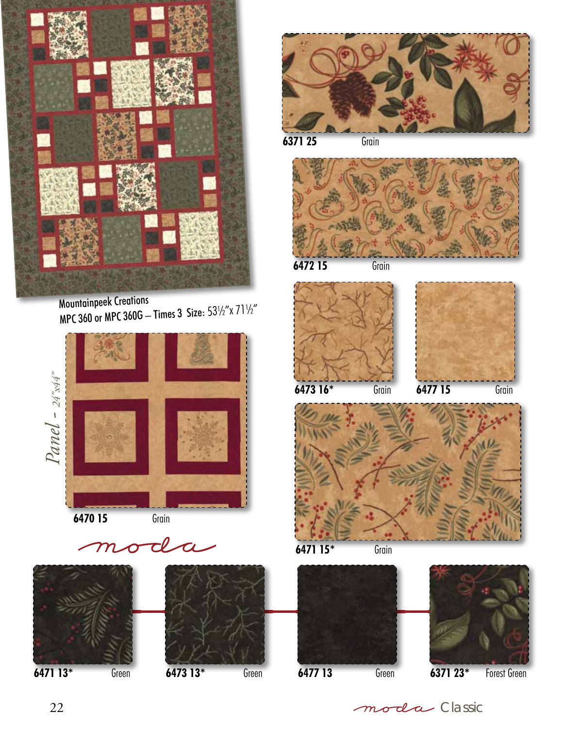Mountainpeek Creations

MPC 360 or MPC 360G – Times 3 Size: 53½"x 71½"

*Panel - 24"x44"*

6470 15 Grain

moda

6371 25 Grain

6472 15 Grain

6473 16* Grain

6477 15 Grain

6471 15* Grain

6471 13* Green

6473 13* Green

6477 13 Green

6371 23* Forest Green

moda Classic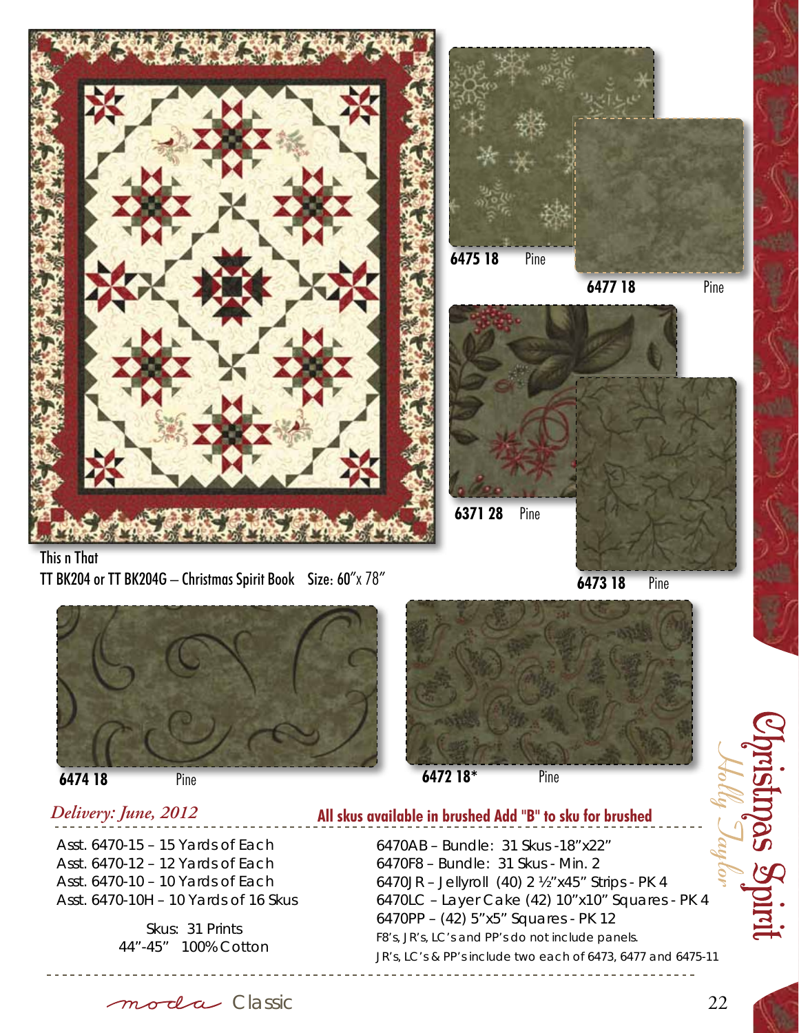This n That

TT BK204 or TT BK204G – Christmas Spirit Book Size: 60"x 78"

6475 18 Pine

6477 18 Pine

6371 28 Pine

6473 18 Pine

6474 18 Pine

6472 18* Pine

*Delivery: June, 2012*

**All skus available in brushed Add "B" to sku for brushed**

Asst. 6470-15 – 15 Yards of Each
Asst. 6470-12 – 12 Yards of Each
Asst. 6470-10 – 10 Yards of Each
Asst. 6470-10H – 10 Yards of 16 Skus

Skus: 31 Prints
44"-45" 100% Cotton

6470AB – Bundle: 31 Skus -18"x22"
6470F8 – Bundle: 31 Skus - Min. 2
6470JR – Jellyroll (40) 2 ½"x45" Strips - PK 4
6470LC – Layer Cake (42) 10"x10" Squares - PK 4
6470PP – (42) 5"x5" Squares - PK 12

F8's, JR's, LC's and PP's do not include panels.

JR's, LC's & PP's include two each of 6473, 6477 and 6475-11

Christmas Spirit
Holly Taylor

moda Classic